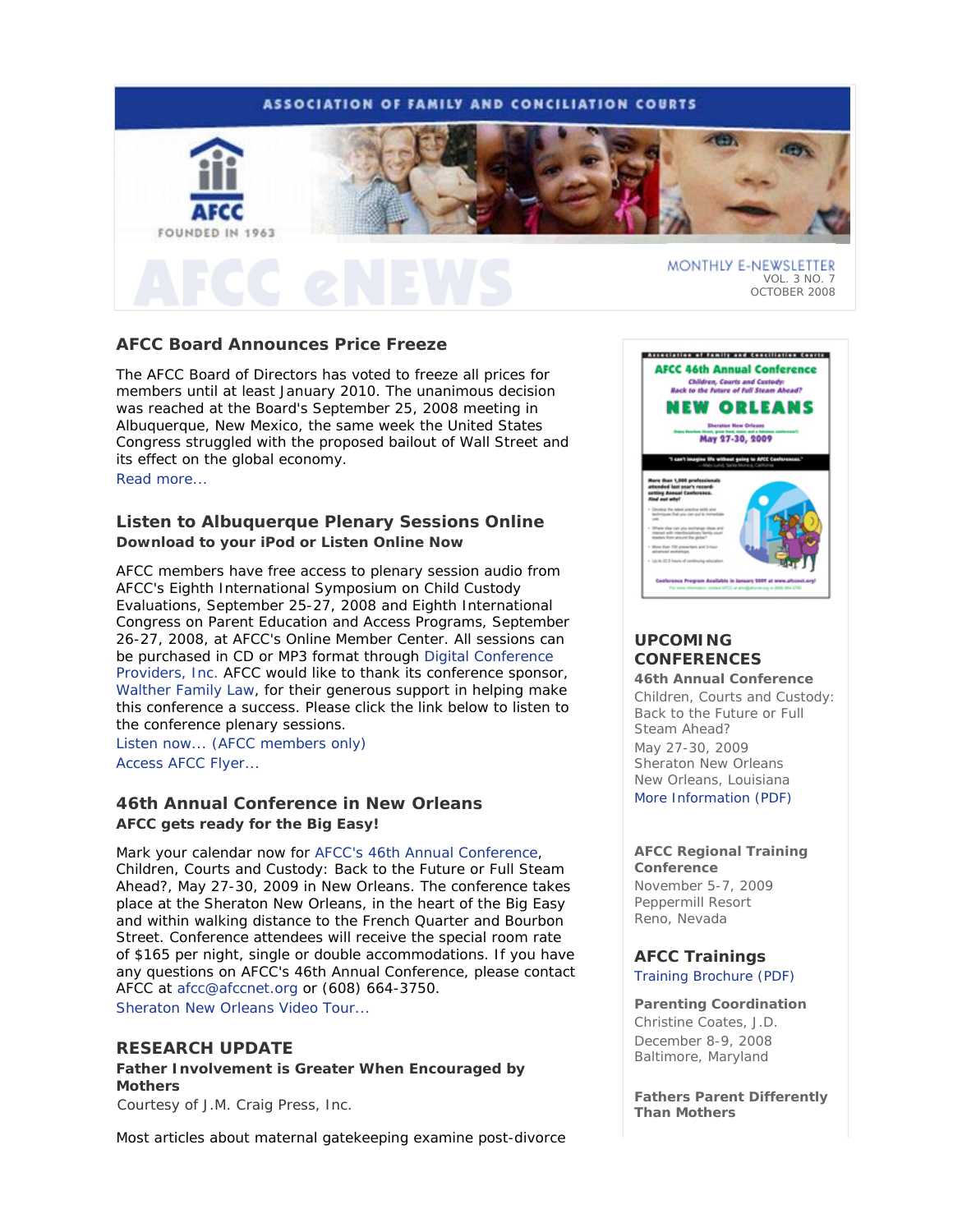ASSOCIATION OF FAMILY AND CONCILIATION COURTS

AFCC

FOUNDED IN 1963

# AFCC eNEWS

MONTHLY E-NEWSLETTER
VOL. 3 NO. 7
OCTOBER 2008

## AFCC Board Announces Price Freeze

The AFCC Board of Directors has voted to freeze all prices for members until at least January 2010. The unanimous decision was reached at the Board's September 25, 2008 meeting in Albuquerque, New Mexico, the same week the United States Congress struggled with the proposed bailout of Wall Street and its effect on the global economy.

Read more...

## Listen to Albuquerque Plenary Sessions Online

**Download to your iPod or Listen Online Now**

AFCC members have free access to plenary session audio from AFCC's Eighth International Symposium on Child Custody Evaluations, September 25-27, 2008 and Eighth International Congress on Parent Education and Access Programs, September 26-27, 2008, at AFCC's Online Member Center. All sessions can be purchased in CD or MP3 format through Digital Conference Providers, Inc. AFCC would like to thank its conference sponsor, Walther Family Law, for their generous support in helping make this conference a success. Please click the link below to listen to the conference plenary sessions.

Listen now... (AFCC members only)

Access AFCC Flyer...

## 46th Annual Conference in New Orleans

**AFCC gets ready for the Big Easy!**

Mark your calendar now for AFCC's 46th Annual Conference, Children, Courts and Custody: Back to the Future or Full Steam Ahead?, May 27-30, 2009 in New Orleans. The conference takes place at the Sheraton New Orleans, in the heart of the Big Easy and within walking distance to the French Quarter and Bourbon Street. Conference attendees will receive the special room rate of $165 per night, single or double accommodations. If you have any questions on AFCC's 46th Annual Conference, please contact AFCC at afcc@afccnet.org or (608) 664-3750.

Sheraton New Orleans Video Tour...

## RESEARCH UPDATE

**Father Involvement is Greater When Encouraged by Mothers**

Courtesy of J.M. Craig Press, Inc.

Most articles about maternal gatekeeping examine post-divorce

## UPCOMING CONFERENCES

**46th Annual Conference**

Children, Courts and Custody: Back to the Future or Full Steam Ahead?
May 27-30, 2009
Sheraton New Orleans
New Orleans, Louisiana
More Information (PDF)

**AFCC Regional Training Conference**

November 5-7, 2009
Peppermill Resort
Reno, Nevada

## AFCC Trainings

Training Brochure (PDF)

**Parenting Coordination**

Christine Coates, J.D.
December 8-9, 2008
Baltimore, Maryland

**Fathers Parent Differently Than Mothers**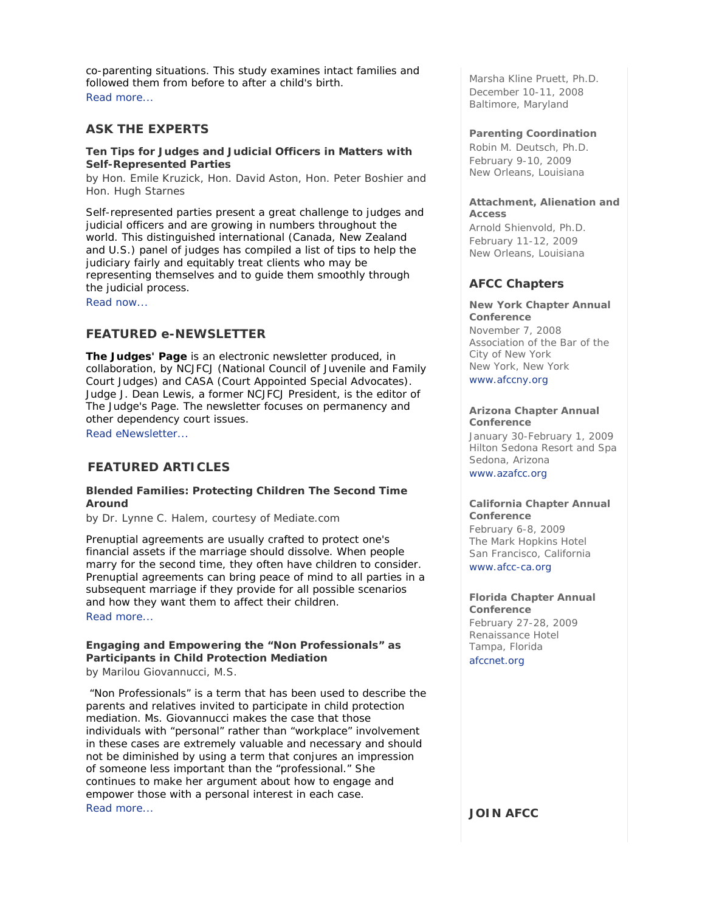co-parenting situations. This study examines intact families and followed them from before to after a child's birth.
Read more...

## ASK THE EXPERTS

**Ten Tips for Judges and Judicial Officers in Matters with Self-Represented Parties**
by Hon. Emile Kruzick, Hon. David Aston, Hon. Peter Boshier and Hon. Hugh Starnes

Self-represented parties present a great challenge to judges and judicial officers and are growing in numbers throughout the world. This distinguished international (Canada, New Zealand and U.S.) panel of judges has compiled a list of tips to help the judiciary fairly and equitably treat clients who may be representing themselves and to guide them smoothly through the judicial process.
Read now...

## FEATURED e-NEWSLETTER

**The Judges' Page** is an electronic newsletter produced, in collaboration, by NCJFCJ (National Council of Juvenile and Family Court Judges) and CASA (Court Appointed Special Advocates). Judge J. Dean Lewis, a former NCJFCJ President, is the editor of The Judge's Page. The newsletter focuses on permanency and other dependency court issues.
Read eNewsletter...

## FEATURED ARTICLES

**Blended Families: Protecting Children The Second Time Around**
by Dr. Lynne C. Halem, courtesy of Mediate.com

Prenuptial agreements are usually crafted to protect one's financial assets if the marriage should dissolve. When people marry for the second time, they often have children to consider. Prenuptial agreements can bring peace of mind to all parties in a subsequent marriage if they provide for all possible scenarios and how they want them to affect their children.
Read more...

**Engaging and Empowering the "Non Professionals" as Participants in Child Protection Mediation**
by Marilou Giovannucci, M.S.

"Non Professionals" is a term that has been used to describe the parents and relatives invited to participate in child protection mediation. Ms. Giovannucci makes the case that those individuals with "personal" rather than "workplace" involvement in these cases are extremely valuable and necessary and should not be diminished by using a term that conjures an impression of someone less important than the "professional." She continues to make her argument about how to engage and empower those with a personal interest in each case.
Read more...

Marsha Kline Pruett, Ph.D.
December 10-11, 2008
Baltimore, Maryland

**Parenting Coordination**
Robin M. Deutsch, Ph.D.
February 9-10, 2009
New Orleans, Louisiana

**Attachment, Alienation and Access**
Arnold Shienvold, Ph.D.
February 11-12, 2009
New Orleans, Louisiana

## AFCC Chapters

**New York Chapter Annual Conference**
November 7, 2008
Association of the Bar of the City of New York
New York, New York
www.afccny.org

**Arizona Chapter Annual Conference**
January 30-February 1, 2009
Hilton Sedona Resort and Spa
Sedona, Arizona
www.azafcc.org

**California Chapter Annual Conference**
February 6-8, 2009
The Mark Hopkins Hotel
San Francisco, California
www.afcc-ca.org

**Florida Chapter Annual Conference**
February 27-28, 2009
Renaissance Hotel
Tampa, Florida
afccnet.org

## JOIN AFCC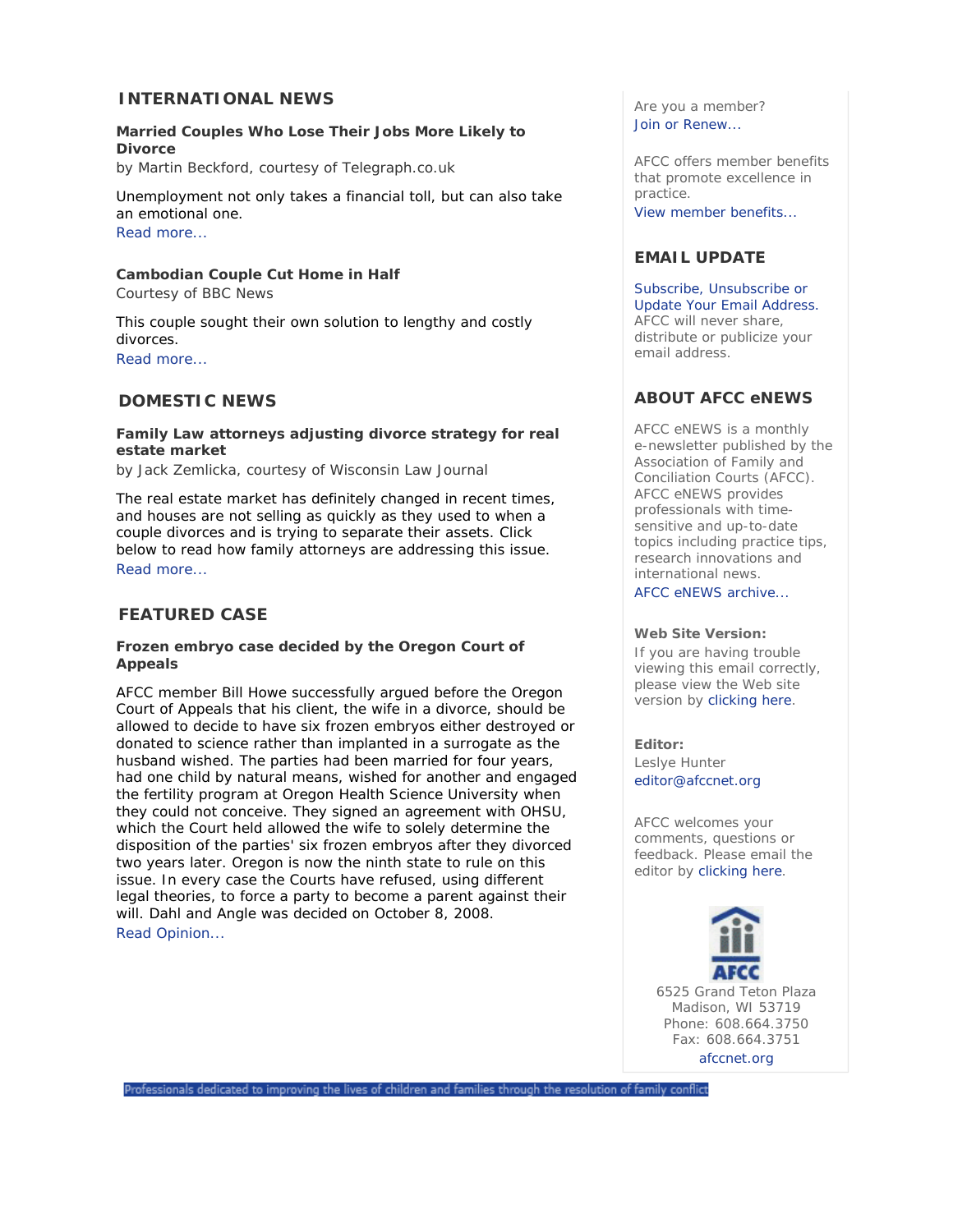## INTERNATIONAL NEWS

**Married Couples Who Lose Their Jobs More Likely to Divorce**
by Martin Beckford, courtesy of Telegraph.co.uk

Unemployment not only takes a financial toll, but can also take an emotional one.
Read more...

**Cambodian Couple Cut Home in Half**
Courtesy of BBC News

This couple sought their own solution to lengthy and costly divorces.
Read more...

## DOMESTIC NEWS

**Family Law attorneys adjusting divorce strategy for real estate market**
by Jack Zemlicka, courtesy of Wisconsin Law Journal

The real estate market has definitely changed in recent times, and houses are not selling as quickly as they used to when a couple divorces and is trying to separate their assets. Click below to read how family attorneys are addressing this issue.
Read more...

## FEATURED CASE

**Frozen embryo case decided by the Oregon Court of Appeals**

AFCC member Bill Howe successfully argued before the Oregon Court of Appeals that his client, the wife in a divorce, should be allowed to decide to have six frozen embryos either destroyed or donated to science rather than implanted in a surrogate as the husband wished. The parties had been married for four years, had one child by natural means, wished for another and engaged the fertility program at Oregon Health Science University when they could not conceive. They signed an agreement with OHSU, which the Court held allowed the wife to solely determine the disposition of the parties' six frozen embryos after they divorced two years later. Oregon is now the ninth state to rule on this issue. In every case the Courts have refused, using different legal theories, to force a party to become a parent against their will. Dahl and Angle was decided on October 8, 2008.
Read Opinion...

Are you a member?
Join or Renew...

AFCC offers member benefits that promote excellence in practice.
View member benefits...

## EMAIL UPDATE

Subscribe, Unsubscribe or Update Your Email Address.
AFCC will never share, distribute or publicize your email address.

## ABOUT AFCC eNEWS

AFCC eNEWS is a monthly e-newsletter published by the Association of Family and Conciliation Courts (AFCC). AFCC eNEWS provides professionals with time-sensitive and up-to-date topics including practice tips, research innovations and international news.
AFCC eNEWS archive...

**Web Site Version:**
If you are having trouble viewing this email correctly, please view the Web site version by clicking here.

**Editor:**
Leslye Hunter
editor@afccnet.org

AFCC welcomes your comments, questions or feedback. Please email the editor by clicking here.

AFCC
6525 Grand Teton Plaza
Madison, WI 53719
Phone: 608.664.3750
Fax: 608.664.3751
afccnet.org

Professionals dedicated to improving the lives of children and families through the resolution of family conflict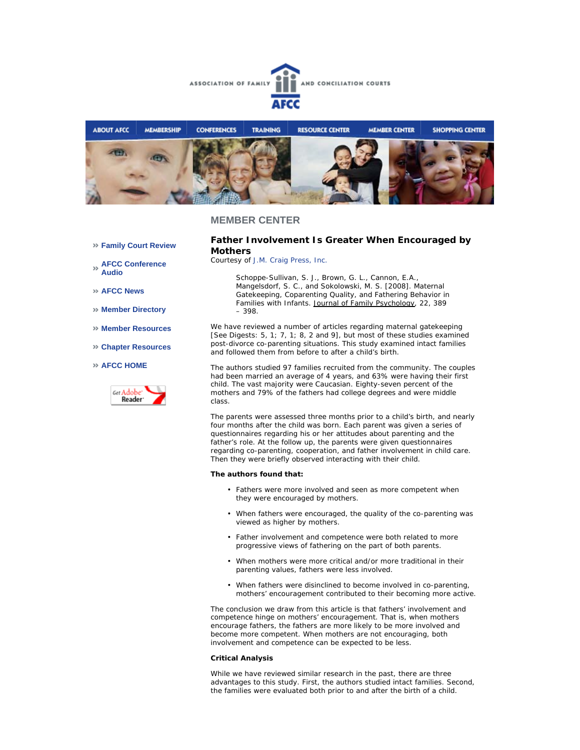ASSOCIATION OF FAMILY AND CONCILIATION COURTS

AFCC

ABOUT AFCC | MEMBERSHIP | CONFERENCES | TRAINING | RESOURCE CENTER | MEMBER CENTER | SHOPPING CENTER

- » Family Court Review
- » AFCC Conference Audio
- » AFCC News
- » Member Directory
- » Member Resources
- » Chapter Resources
- » AFCC HOME

Get Adobe Reader

## MEMBER CENTER

### Father Involvement Is Greater When Encouraged by Mothers

Courtesy of J.M. Craig Press, Inc.

> Schoppe-Sullivan, S. J., Brown, G. L., Cannon, E.A., Mangelsdorf, S. C., and Sokolowski, M. S. [2008]. Maternal Gatekeeping, Coparenting Quality, and Fathering Behavior in Families with Infants. Journal of Family Psychology, 22, 389 – 398.

We have reviewed a number of articles regarding maternal gatekeeping [See Digests: 5, 1; 7, 1; 8, 2 and 9], but most of these studies examined post-divorce co-parenting situations. This study examined intact families and followed them from before to after a child's birth.

The authors studied 97 families recruited from the community. The couples had been married an average of 4 years, and 63% were having their first child. The vast majority were Caucasian. Eighty-seven percent of the mothers and 79% of the fathers had college degrees and were middle class.

The parents were assessed three months prior to a child's birth, and nearly four months after the child was born. Each parent was given a series of questionnaires regarding his or her attitudes about parenting and the father's role. At the follow up, the parents were given questionnaires regarding co-parenting, cooperation, and father involvement in child care. Then they were briefly observed interacting with their child.

**The authors found that:**

- Fathers were more involved and seen as more competent when they were encouraged by mothers.
- When fathers were encouraged, the quality of the co-parenting was viewed as higher by mothers.
- Father involvement and competence were both related to more progressive views of fathering on the part of both parents.
- When mothers were more critical and/or more traditional in their parenting values, fathers were less involved.
- When fathers were disinclined to become involved in co-parenting, mothers' encouragement contributed to their becoming more active.

The conclusion we draw from this article is that fathers' involvement and competence hinge on mothers' encouragement. That is, when mothers encourage fathers, the fathers are more likely to be more involved and become more competent. When mothers are not encouraging, both involvement and competence can be expected to be less.

**Critical Analysis**

While we have reviewed similar research in the past, there are three advantages to this study. First, the authors studied intact families. Second, the families were evaluated both prior to and after the birth of a child.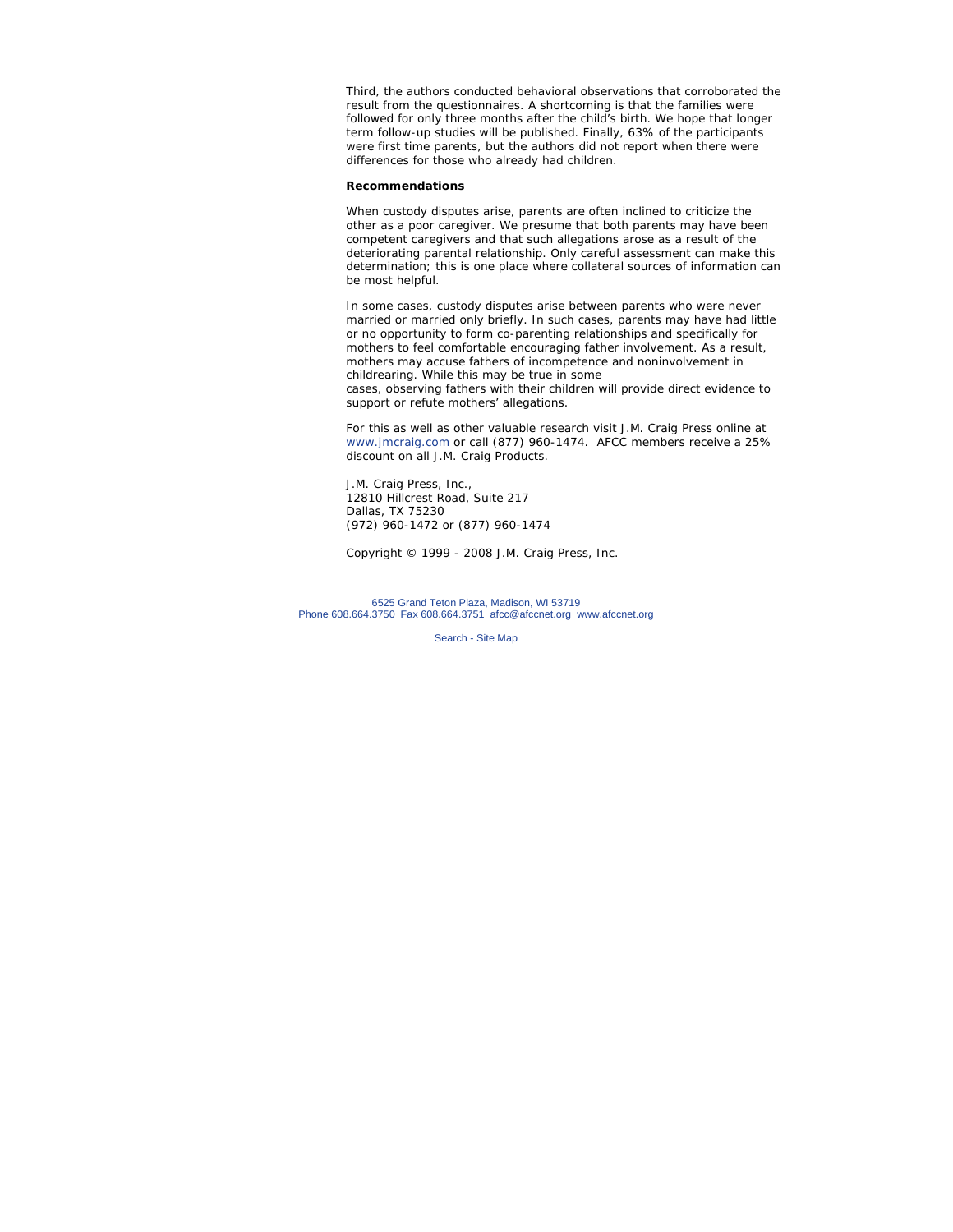Third, the authors conducted behavioral observations that corroborated the result from the questionnaires. A shortcoming is that the families were followed for only three months after the child's birth. We hope that longer term follow-up studies will be published. Finally, 63% of the participants were first time parents, but the authors did not report when there were differences for those who already had children.

**Recommendations**

When custody disputes arise, parents are often inclined to criticize the other as a poor caregiver. We presume that both parents may have been competent caregivers and that such allegations arose as a result of the deteriorating parental relationship. Only careful assessment can make this determination; this is one place where collateral sources of information can be most helpful.

In some cases, custody disputes arise between parents who were never married or married only briefly. In such cases, parents may have had little or no opportunity to form co-parenting relationships and specifically for mothers to feel comfortable encouraging father involvement. As a result, mothers may accuse fathers of incompetence and noninvolvement in childrearing. While this may be true in some cases, observing fathers with their children will provide direct evidence to support or refute mothers' allegations.

For this as well as other valuable research visit J.M. Craig Press online at www.jmcraig.com or call (877) 960-1474. AFCC members receive a 25% discount on all J.M. Craig Products.

J.M. Craig Press, Inc.,
12810 Hillcrest Road, Suite 217
Dallas, TX 75230
(972) 960-1472 or (877) 960-1474

Copyright © 1999 - 2008 J.M. Craig Press, Inc.

6525 Grand Teton Plaza, Madison, WI 53719
Phone 608.664.3750 Fax 608.664.3751 afcc@afccnet.org www.afccnet.org

Search - Site Map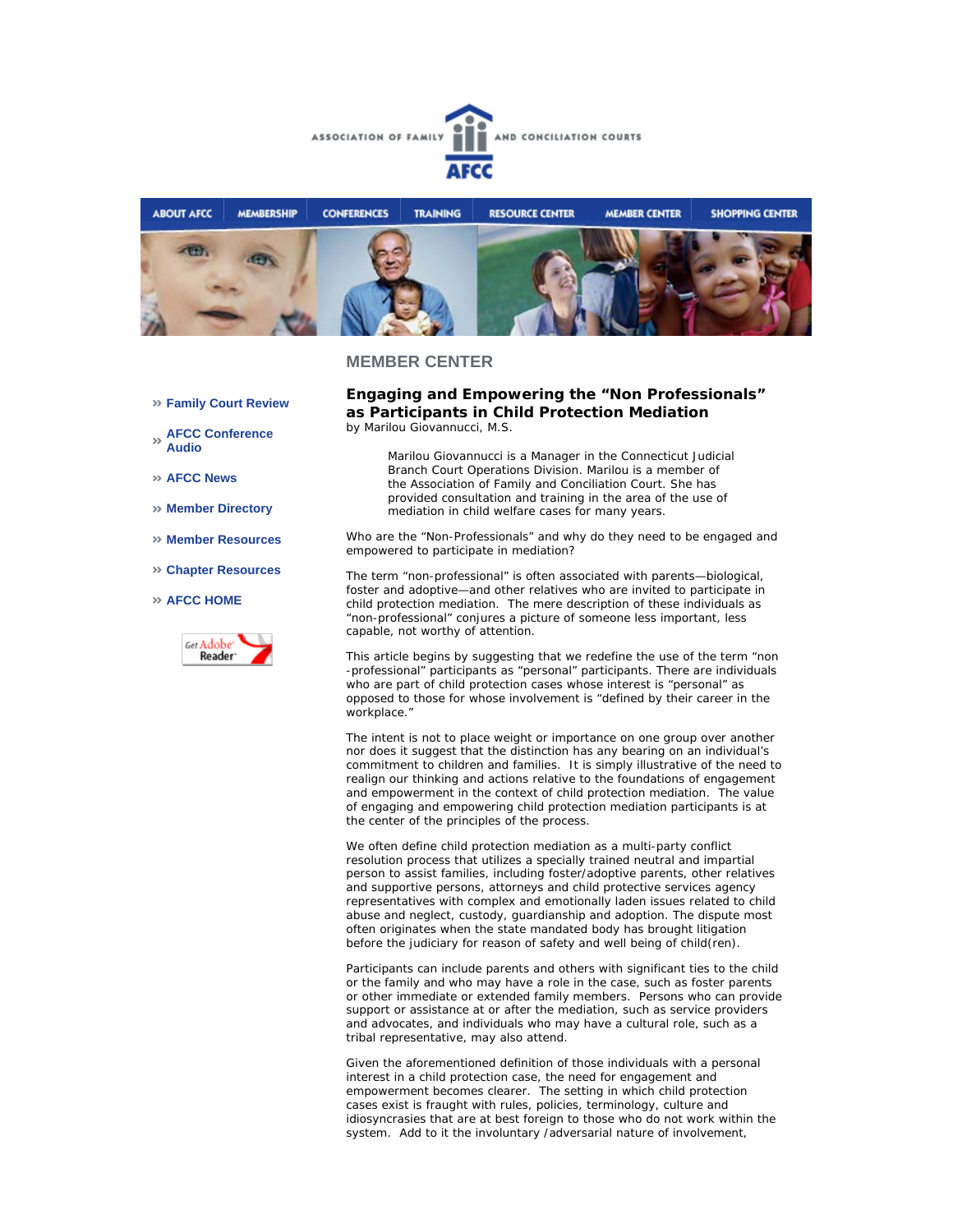ASSOCIATION OF FAMILY AND CONCILIATION COURTS

AFCC

ABOUT AFCC | MEMBERSHIP | CONFERENCES | TRAINING | RESOURCE CENTER | MEMBER CENTER | SHOPPING CENTER

## MEMBER CENTER

- » Family Court Review
- » AFCC Conference Audio
- » AFCC News
- » Member Directory
- » Member Resources
- » Chapter Resources
- » AFCC HOME

Get Adobe Reader

### Engaging and Empowering the "Non Professionals" as Participants in Child Protection Mediation

by Marilou Giovannucci, M.S.

> Marilou Giovannucci is a Manager in the Connecticut Judicial Branch Court Operations Division. Marilou is a member of the Association of Family and Conciliation Court. She has provided consultation and training in the area of the use of mediation in child welfare cases for many years.

Who are the "Non-Professionals" and why do they need to be engaged and empowered to participate in mediation?

The term "non-professional" is often associated with parents—biological, foster and adoptive—and other relatives who are invited to participate in child protection mediation. The mere description of these individuals as "non-professional" conjures a picture of someone less important, less capable, not worthy of attention.

This article begins by suggesting that we redefine the use of the term "non -professional" participants as "personal" participants. There are individuals who are part of child protection cases whose interest is "personal" as opposed to those for whose involvement is "defined by their career in the workplace."

The intent is not to place weight or importance on one group over another nor does it suggest that the distinction has any bearing on an individual's commitment to children and families. It is simply illustrative of the need to realign our thinking and actions relative to the foundations of engagement and empowerment in the context of child protection mediation. The value of engaging and empowering child protection mediation participants is at the center of the principles of the process.

We often define child protection mediation as a multi-party conflict resolution process that utilizes a specially trained neutral and impartial person to assist families, including foster/adoptive parents, other relatives and supportive persons, attorneys and child protective services agency representatives with complex and emotionally laden issues related to child abuse and neglect, custody, guardianship and adoption. The dispute most often originates when the state mandated body has brought litigation before the judiciary for reason of safety and well being of child(ren).

Participants can include parents and others with significant ties to the child or the family and who may have a role in the case, such as foster parents or other immediate or extended family members. Persons who can provide support or assistance at or after the mediation, such as service providers and advocates, and individuals who may have a cultural role, such as a tribal representative, may also attend.

Given the aforementioned definition of those individuals with a personal interest in a child protection case, the need for engagement and empowerment becomes clearer. The setting in which child protection cases exist is fraught with rules, policies, terminology, culture and idiosyncrasies that are at best foreign to those who do not work within the system. Add to it the involuntary /adversarial nature of involvement,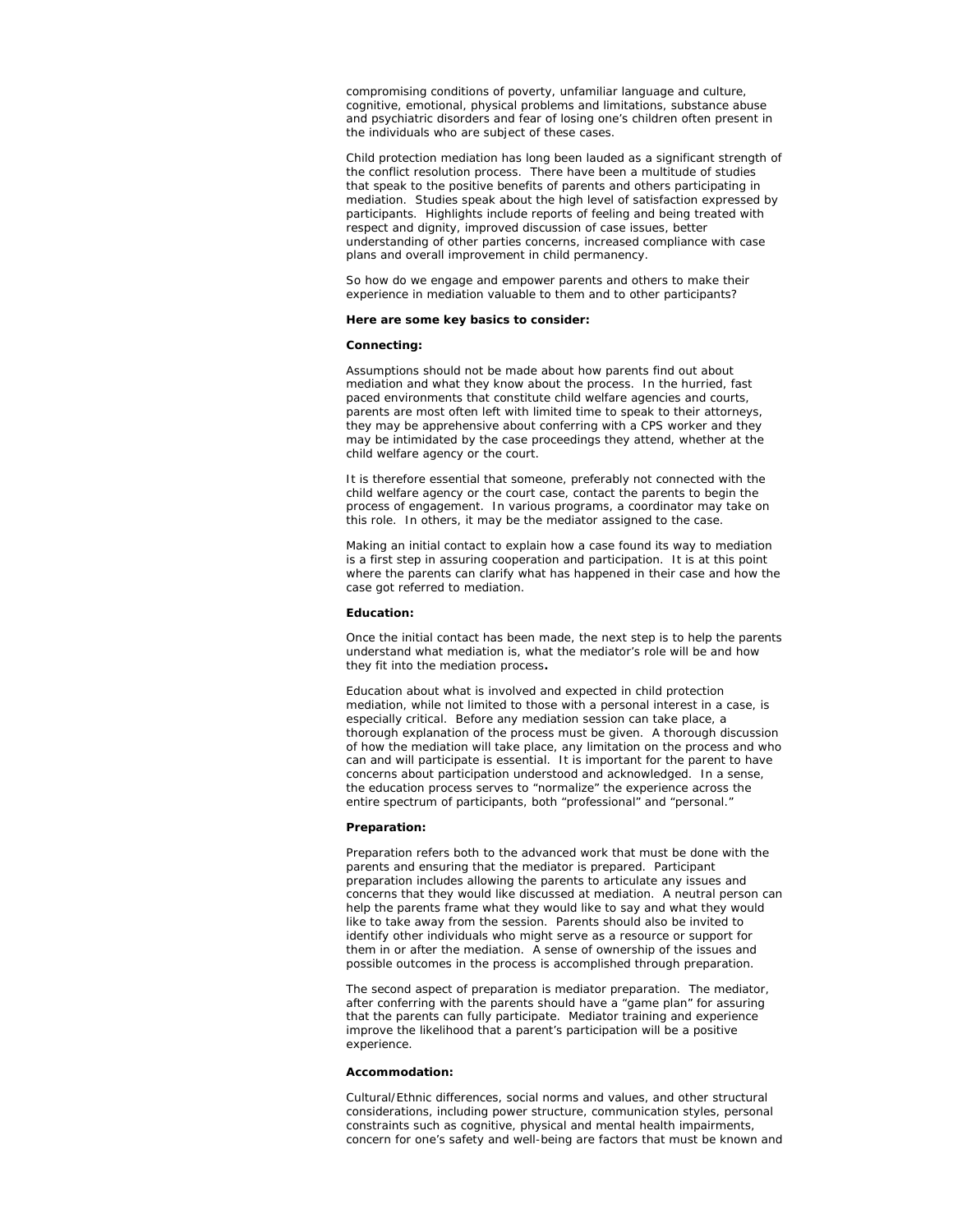compromising conditions of poverty, unfamiliar language and culture, cognitive, emotional, physical problems and limitations, substance abuse and psychiatric disorders and fear of losing one's children often present in the individuals who are subject of these cases.

Child protection mediation has long been lauded as a significant strength of the conflict resolution process. There have been a multitude of studies that speak to the positive benefits of parents and others participating in mediation. Studies speak about the high level of satisfaction expressed by participants. Highlights include reports of feeling and being treated with respect and dignity, improved discussion of case issues, better understanding of other parties concerns, increased compliance with case plans and overall improvement in child permanency.

So how do we engage and empower parents and others to make their experience in mediation valuable to them and to other participants?

**Here are some key basics to consider:**

**Connecting:**

Assumptions should not be made about how parents find out about mediation and what they know about the process. In the hurried, fast paced environments that constitute child welfare agencies and courts, parents are most often left with limited time to speak to their attorneys, they may be apprehensive about conferring with a CPS worker and they may be intimidated by the case proceedings they attend, whether at the child welfare agency or the court.

It is therefore essential that someone, preferably not connected with the child welfare agency or the court case, contact the parents to begin the process of engagement. In various programs, a coordinator may take on this role. In others, it may be the mediator assigned to the case.

Making an initial contact to explain how a case found its way to mediation is a first step in assuring cooperation and participation. It is at this point where the parents can clarify what has happened in their case and how the case got referred to mediation.

**Education:**

Once the initial contact has been made, the next step is to help the parents understand what mediation is, what the mediator's role will be and how they fit into the mediation process**.**

Education about what is involved and expected in child protection mediation, while not limited to those with a personal interest in a case, is especially critical. Before any mediation session can take place, a thorough explanation of the process must be given. A thorough discussion of how the mediation will take place, any limitation on the process and who can and will participate is essential. It is important for the parent to have concerns about participation understood and acknowledged. In a sense, the education process serves to "normalize" the experience across the entire spectrum of participants, both "professional" and "personal."

**Preparation:**

Preparation refers both to the advanced work that must be done with the parents and ensuring that the mediator is prepared. Participant preparation includes allowing the parents to articulate any issues and concerns that they would like discussed at mediation. A neutral person can help the parents frame what they would like to say and what they would like to take away from the session. Parents should also be invited to identify other individuals who might serve as a resource or support for them in or after the mediation. A sense of ownership of the issues and possible outcomes in the process is accomplished through preparation.

The second aspect of preparation is mediator preparation. The mediator, after conferring with the parents should have a "game plan" for assuring that the parents can fully participate. Mediator training and experience improve the likelihood that a parent's participation will be a positive experience.

**Accommodation:**

Cultural/Ethnic differences, social norms and values, and other structural considerations, including power structure, communication styles, personal constraints such as cognitive, physical and mental health impairments, concern for one's safety and well-being are factors that must be known and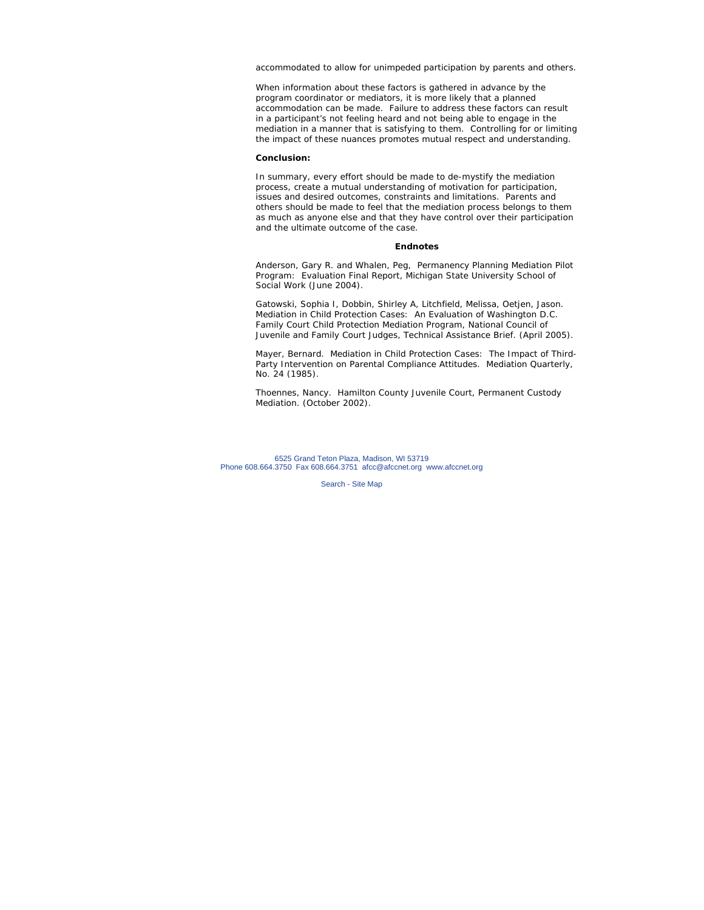accommodated to allow for unimpeded participation by parents and others.

When information about these factors is gathered in advance by the program coordinator or mediators, it is more likely that a planned accommodation can be made. Failure to address these factors can result in a participant's not feeling heard and not being able to engage in the mediation in a manner that is satisfying to them. Controlling for or limiting the impact of these nuances promotes mutual respect and understanding.

**Conclusion:**

In summary, every effort should be made to de-mystify the mediation process, create a mutual understanding of motivation for participation, issues and desired outcomes, constraints and limitations. Parents and others should be made to feel that the mediation process belongs to them as much as anyone else and that they have control over their participation and the ultimate outcome of the case.

**Endnotes**

Anderson, Gary R. and Whalen, Peg, Permanency Planning Mediation Pilot Program: Evaluation Final Report, Michigan State University School of Social Work (June 2004).

Gatowski, Sophia I, Dobbin, Shirley A, Litchfield, Melissa, Oetjen, Jason. Mediation in Child Protection Cases: An Evaluation of Washington D.C. Family Court Child Protection Mediation Program, National Council of Juvenile and Family Court Judges, Technical Assistance Brief. (April 2005).

Mayer, Bernard. Mediation in Child Protection Cases: The Impact of Third-Party Intervention on Parental Compliance Attitudes. Mediation Quarterly, No. 24 (1985).

Thoennes, Nancy. Hamilton County Juvenile Court, Permanent Custody Mediation. (October 2002).

6525 Grand Teton Plaza, Madison, WI 53719
Phone 608.664.3750 Fax 608.664.3751 afcc@afccnet.org www.afccnet.org

Search - Site Map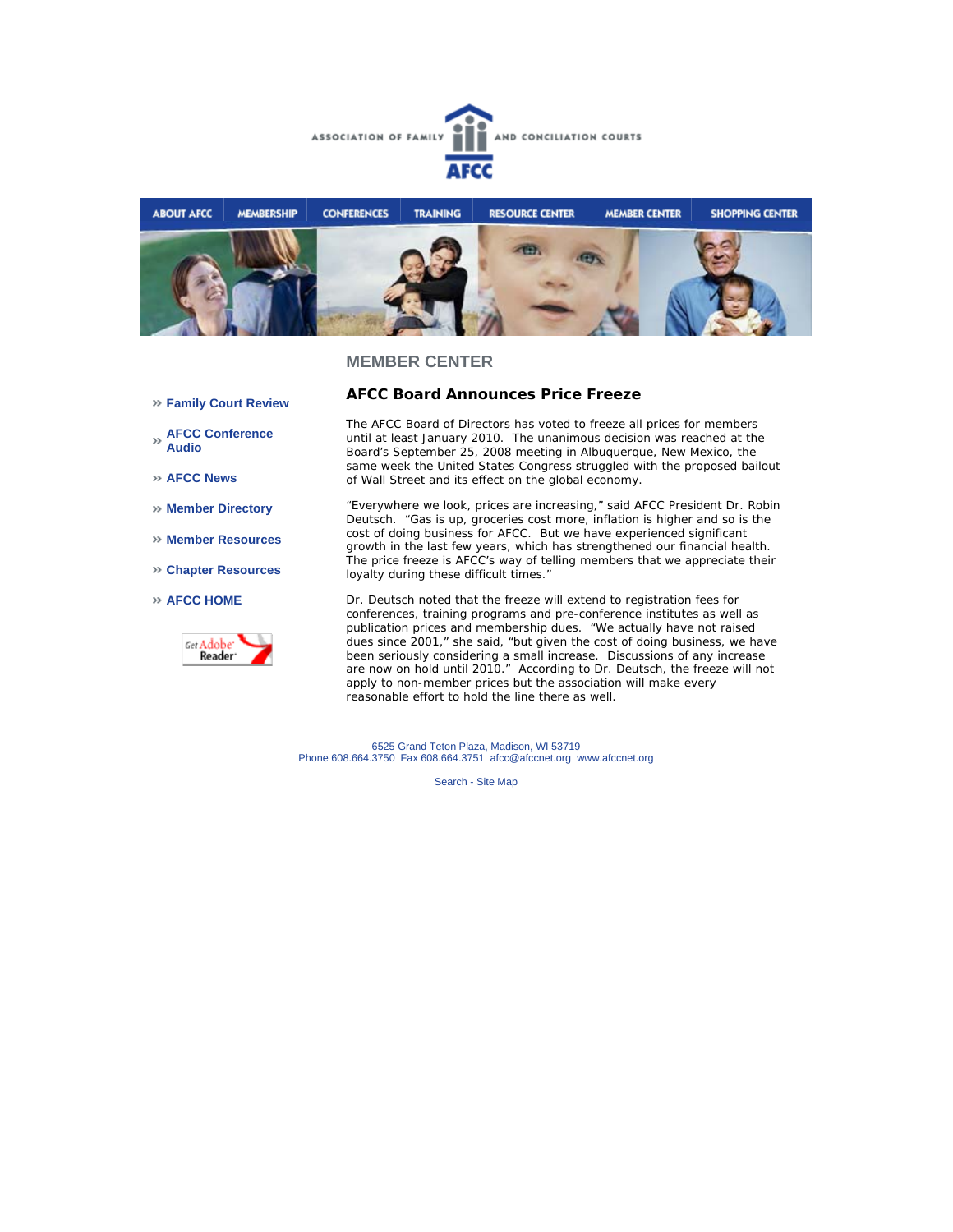ASSOCIATION OF FAMILY AND CONCILIATION COURTS

AFCC

ABOUT AFCC | MEMBERSHIP | CONFERENCES | TRAINING | RESOURCE CENTER | MEMBER CENTER | SHOPPING CENTER

## MEMBER CENTER

- **Family Court Review**
- **AFCC Conference Audio**
- **AFCC News**
- **Member Directory**
- **Member Resources**
- **Chapter Resources**
- **AFCC HOME**

### AFCC Board Announces Price Freeze

The AFCC Board of Directors has voted to freeze all prices for members until at least January 2010. The unanimous decision was reached at the Board's September 25, 2008 meeting in Albuquerque, New Mexico, the same week the United States Congress struggled with the proposed bailout of Wall Street and its effect on the global economy.

"Everywhere we look, prices are increasing," said AFCC President Dr. Robin Deutsch. "Gas is up, groceries cost more, inflation is higher and so is the cost of doing business for AFCC. But we have experienced significant growth in the last few years, which has strengthened our financial health. The price freeze is AFCC's way of telling members that we appreciate their loyalty during these difficult times."

Dr. Deutsch noted that the freeze will extend to registration fees for conferences, training programs and pre-conference institutes as well as publication prices and membership dues. "We actually have not raised dues since 2001," she said, "but given the cost of doing business, we have been seriously considering a small increase. Discussions of any increase are now on hold until 2010." According to Dr. Deutsch, the freeze will not apply to non-member prices but the association will make every reasonable effort to hold the line there as well.

6525 Grand Teton Plaza, Madison, WI 53719
Phone 608.664.3750 Fax 608.664.3751 afcc@afccnet.org www.afccnet.org

Search - Site Map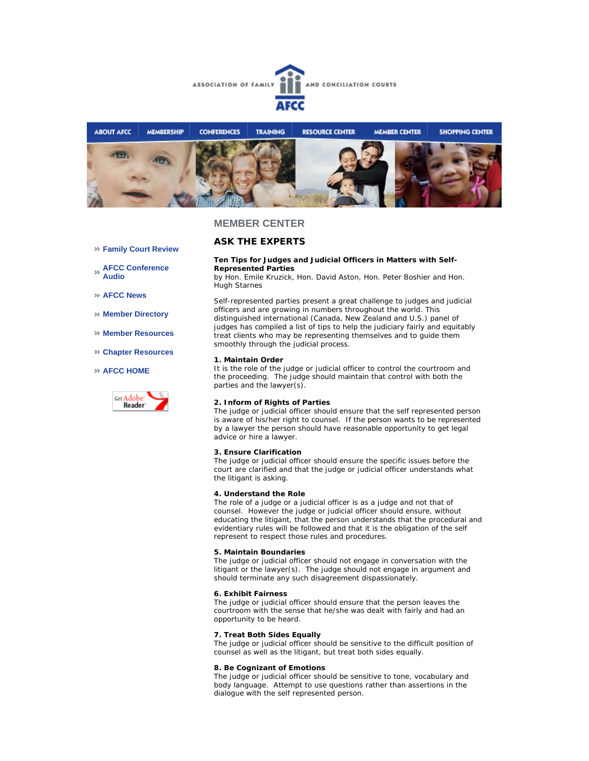ASSOCIATION OF FAMILY AND CONCILIATION COURTS

AFCC

ABOUT AFCC | MEMBERSHIP | CONFERENCES | TRAINING | RESOURCE CENTER | MEMBER CENTER | SHOPPING CENTER

- » Family Court Review
- » AFCC Conference Audio
- » AFCC News
- » Member Directory
- » Member Resources
- » Chapter Resources
- » AFCC HOME

Get Adobe Reader

## MEMBER CENTER

## ASK THE EXPERTS

**Ten Tips for Judges and Judicial Officers in Matters with Self-Represented Parties**
by Hon. Emile Kruzick, Hon. David Aston, Hon. Peter Boshier and Hon. Hugh Starnes

Self-represented parties present a great challenge to judges and judicial officers and are growing in numbers throughout the world. This distinguished international (Canada, New Zealand and U.S.) panel of judges has compiled a list of tips to help the judiciary fairly and equitably treat clients who may be representing themselves and to guide them smoothly through the judicial process.

**1. Maintain Order**
It is the role of the judge or judicial officer to control the courtroom and the proceeding. The judge should maintain that control with both the parties and the lawyer(s).

**2. Inform of Rights of Parties**
The judge or judicial officer should ensure that the self represented person is aware of his/her right to counsel. If the person wants to be represented by a lawyer the person should have reasonable opportunity to get legal advice or hire a lawyer.

**3. Ensure Clarification**
The judge or judicial officer should ensure the specific issues before the court are clarified and that the judge or judicial officer understands what the litigant is asking.

**4. Understand the Role**
The role of a judge or a judicial officer is as a judge and not that of counsel. However the judge or judicial officer should ensure, without educating the litigant, that the person understands that the procedural and evidentiary rules will be followed and that it is the obligation of the self represent to respect those rules and procedures.

**5. Maintain Boundaries**
The judge or judicial officer should not engage in conversation with the litigant or the lawyer(s). The judge should not engage in argument and should terminate any such disagreement dispassionately.

**6. Exhibit Fairness**
The judge or judicial officer should ensure that the person leaves the courtroom with the sense that he/she was dealt with fairly and had an opportunity to be heard.

**7. Treat Both Sides Equally**
The judge or judicial officer should be sensitive to the difficult position of counsel as well as the litigant, but treat both sides equally.

**8. Be Cognizant of Emotions**
The judge or judicial officer should be sensitive to tone, vocabulary and body language. Attempt to use questions rather than assertions in the dialogue with the self represented person.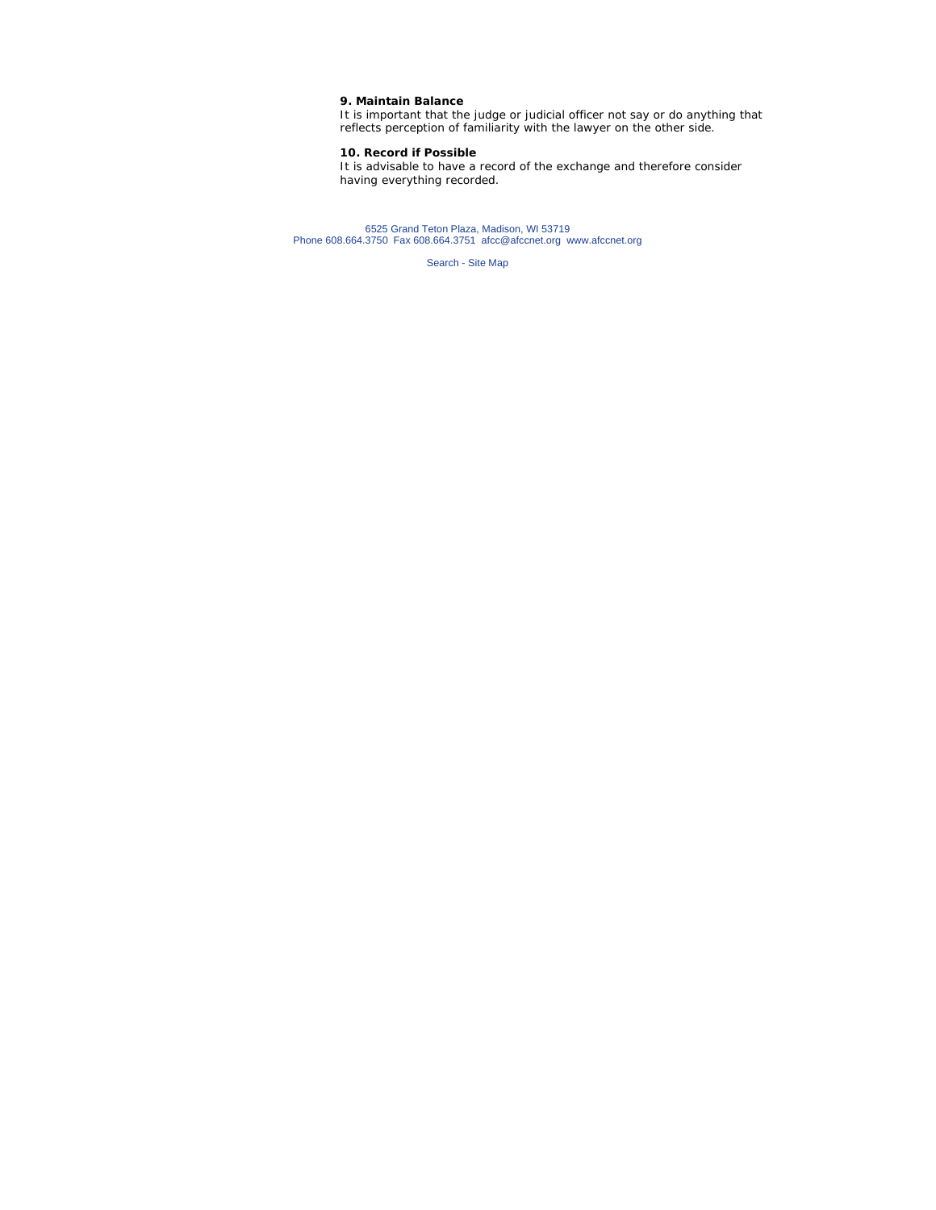**9. Maintain Balance**

It is important that the judge or judicial officer not say or do anything that reflects perception of familiarity with the lawyer on the other side.

**10. Record if Possible**

It is advisable to have a record of the exchange and therefore consider having everything recorded.

6525 Grand Teton Plaza, Madison, WI 53719
Phone 608.664.3750 Fax 608.664.3751 afcc@afccnet.org www.afccnet.org

Search - Site Map